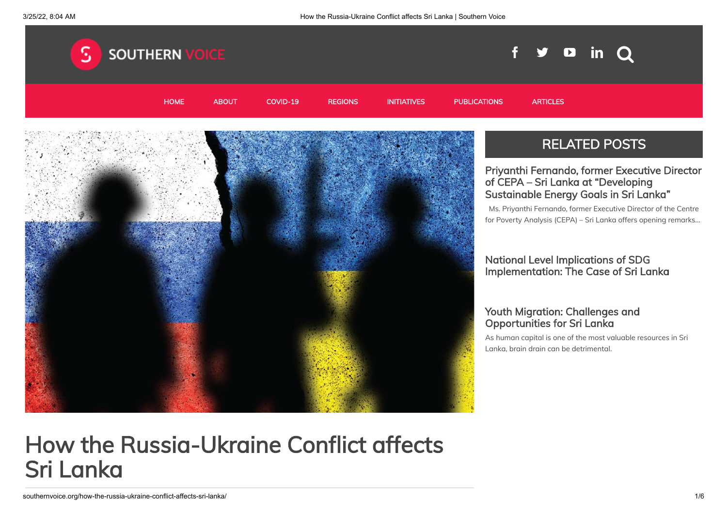SOUTHERN VOICE

HOME ABOUT COVID-19 REGIONS INITIATIVES PUBLICATIONS ARTICLES

## RELATED POSTS

### Priyanthi Fernando, former Executive Director of CEPA – Sri Lanka at "Developing Sustainable Energy Goals in Sri Lanka"

Ms. Priyanthi Fernando, former Executive Director of the Centre for Poverty Analysis (CEPA) – Sri Lanka offers opening remarks...

### National Level Implications of SDG Implementation: The Case of Sri Lanka

### Youth Migration: Challenges and Opportunities for Sri Lanka

As human capital is one of the most valuable resources in Sri Lanka, brain drain can be detrimental.

# How the Russia-Ukraine Conflict affects Sri Lanka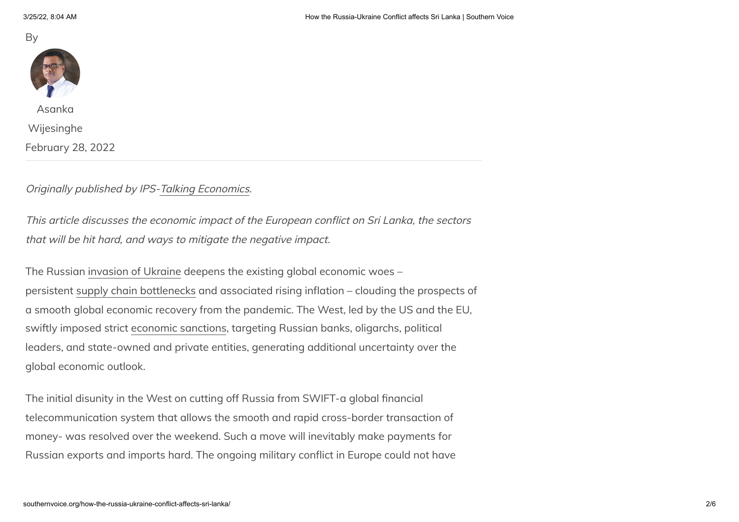By

Asanka Wijesinghe

February 28, 2022

*Originally published by IPS-Talking Economics.*

*This article discusses the economic impact of the European conflict on Sri Lanka, the sectors that will be hit hard, and ways to mitigate the negative impact.*

The Russian invasion of Ukraine deepens the existing global economic woes – persistent supply chain bottlenecks and associated rising inflation – clouding the prospects of a smooth global economic recovery from the pandemic. The West, led by the US and the EU, swiftly imposed strict economic sanctions, targeting Russian banks, oligarchs, political leaders, and state-owned and private entities, generating additional uncertainty over the global economic outlook.

The initial disunity in the West on cutting off Russia from SWIFT-a global financial telecommunication system that allows the smooth and rapid cross-border transaction of money- was resolved over the weekend. Such a move will inevitably make payments for Russian exports and imports hard. The ongoing military conflict in Europe could not have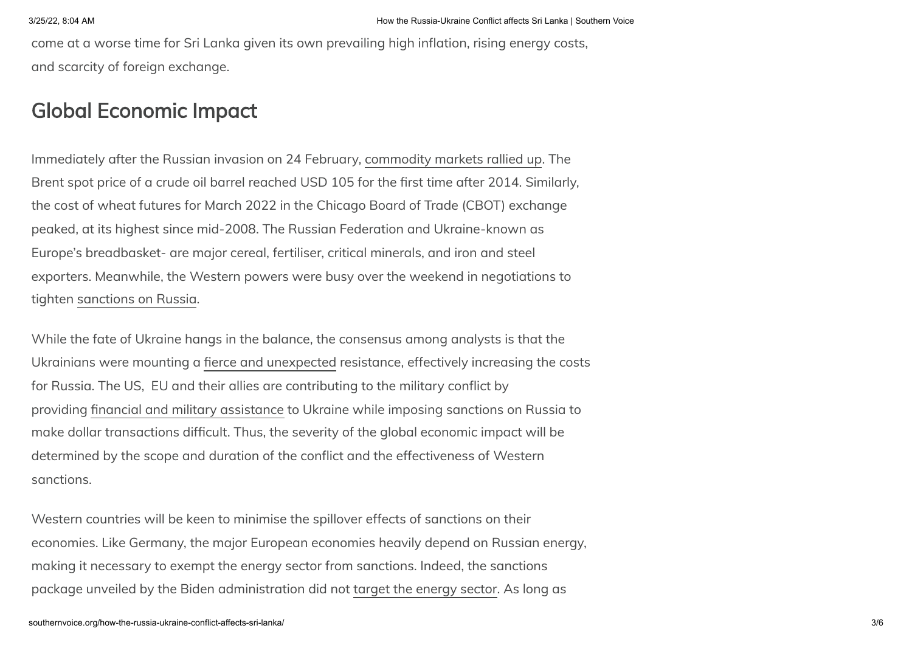come at a worse time for Sri Lanka given its own prevailing high inflation, rising energy costs, and scarcity of foreign exchange.

## Global Economic Impact

Immediately after the Russian invasion on 24 February, commodity markets rallied up. The Brent spot price of a crude oil barrel reached USD 105 for the first time after 2014. Similarly, the cost of wheat futures for March 2022 in the Chicago Board of Trade (CBOT) exchange peaked, at its highest since mid-2008. The Russian Federation and Ukraine-known as Europe's breadbasket- are major cereal, fertiliser, critical minerals, and iron and steel exporters. Meanwhile, the Western powers were busy over the weekend in negotiations to tighten sanctions on Russia.

While the fate of Ukraine hangs in the balance, the consensus among analysts is that the Ukrainians were mounting a fierce and unexpected resistance, effectively increasing the costs for Russia. The US, EU and their allies are contributing to the military conflict by providing financial and military assistance to Ukraine while imposing sanctions on Russia to make dollar transactions difficult. Thus, the severity of the global economic impact will be determined by the scope and duration of the conflict and the effectiveness of Western sanctions.

Western countries will be keen to minimise the spillover effects of sanctions on their economies. Like Germany, the major European economies heavily depend on Russian energy, making it necessary to exempt the energy sector from sanctions. Indeed, the sanctions package unveiled by the Biden administration did not target the energy sector. As long as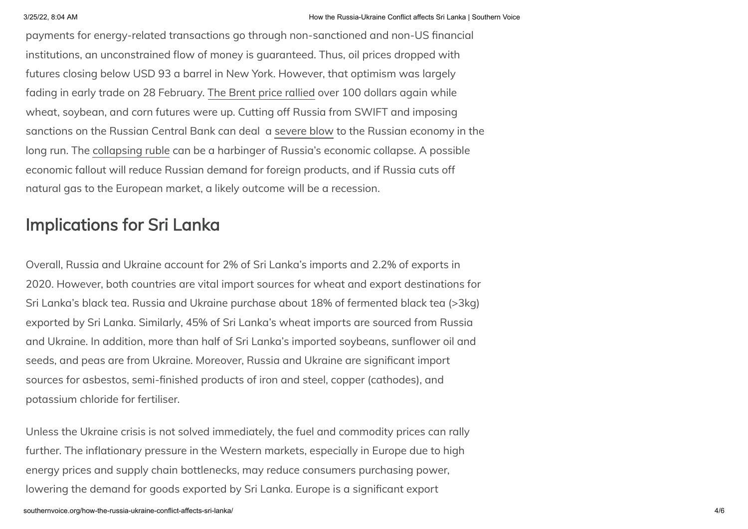payments for energy-related transactions go through non-sanctioned and non-US financial institutions, an unconstrained flow of money is guaranteed. Thus, oil prices dropped with futures closing below USD 93 a barrel in New York. However, that optimism was largely fading in early trade on 28 February. The Brent price rallied over 100 dollars again while wheat, soybean, and corn futures were up. Cutting off Russia from SWIFT and imposing sanctions on the Russian Central Bank can deal  a severe blow to the Russian economy in the long run. The collapsing ruble can be a harbinger of Russia's economic collapse. A possible economic fallout will reduce Russian demand for foreign products, and if Russia cuts off natural gas to the European market, a likely outcome will be a recession.

## Implications for Sri Lanka

Overall, Russia and Ukraine account for 2% of Sri Lanka's imports and 2.2% of exports in 2020. However, both countries are vital import sources for wheat and export destinations for Sri Lanka's black tea. Russia and Ukraine purchase about 18% of fermented black tea (>3kg) exported by Sri Lanka. Similarly, 45% of Sri Lanka's wheat imports are sourced from Russia and Ukraine. In addition, more than half of Sri Lanka's imported soybeans, sunflower oil and seeds, and peas are from Ukraine. Moreover, Russia and Ukraine are significant import sources for asbestos, semi-finished products of iron and steel, copper (cathodes), and potassium chloride for fertiliser.

Unless the Ukraine crisis is not solved immediately, the fuel and commodity prices can rally further. The inflationary pressure in the Western markets, especially in Europe due to high energy prices and supply chain bottlenecks, may reduce consumers purchasing power, lowering the demand for goods exported by Sri Lanka. Europe is a significant export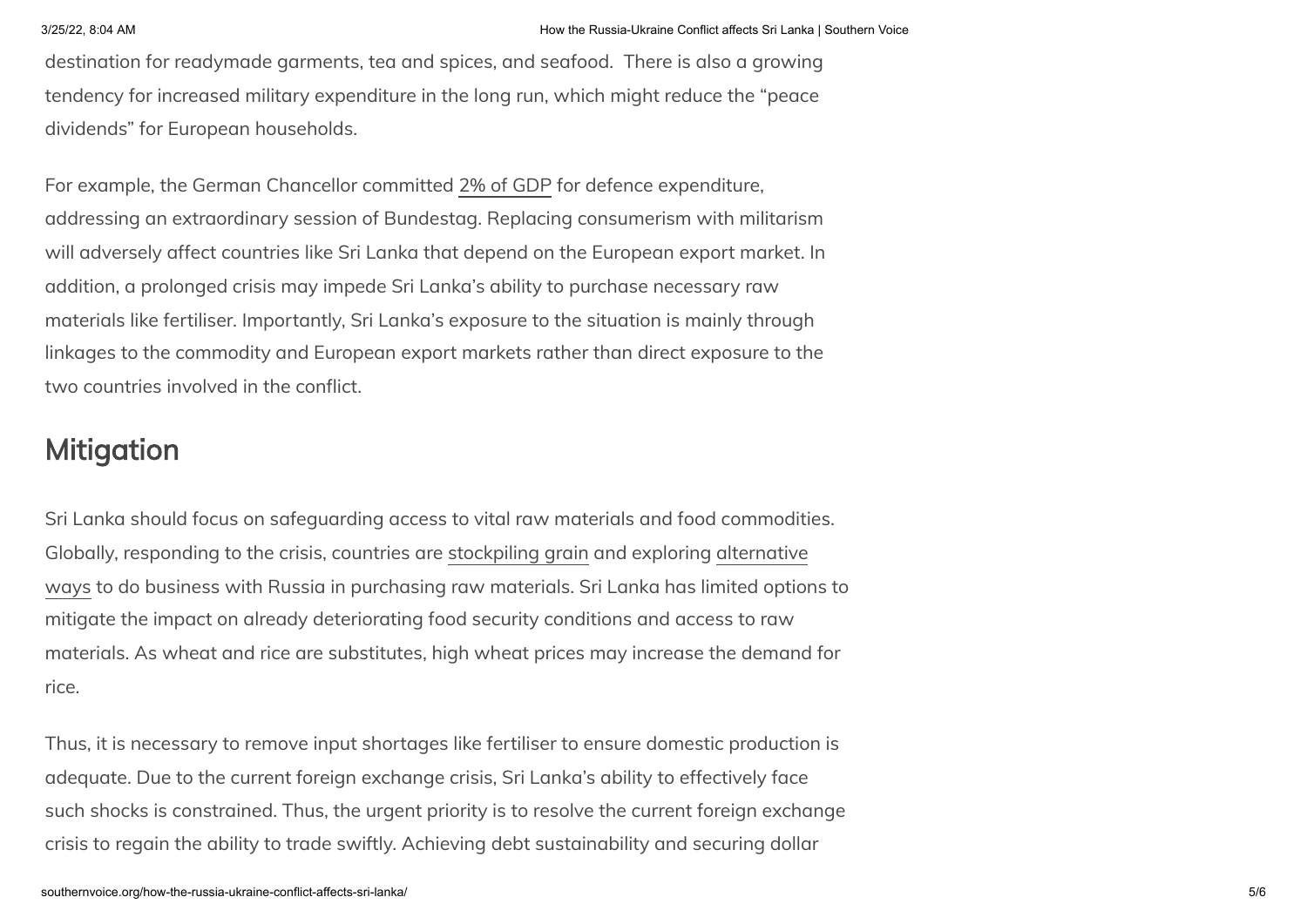destination for readymade garments, tea and spices, and seafood. There is also a growing tendency for increased military expenditure in the long run, which might reduce the "peace dividends" for European households.

For example, the German Chancellor committed 2% of GDP for defence expenditure, addressing an extraordinary session of Bundestag. Replacing consumerism with militarism will adversely affect countries like Sri Lanka that depend on the European export market. In addition, a prolonged crisis may impede Sri Lanka's ability to purchase necessary raw materials like fertiliser. Importantly, Sri Lanka's exposure to the situation is mainly through linkages to the commodity and European export markets rather than direct exposure to the two countries involved in the conflict.

## Mitigation

Sri Lanka should focus on safeguarding access to vital raw materials and food commodities. Globally, responding to the crisis, countries are stockpiling grain and exploring alternative ways to do business with Russia in purchasing raw materials. Sri Lanka has limited options to mitigate the impact on already deteriorating food security conditions and access to raw materials. As wheat and rice are substitutes, high wheat prices may increase the demand for rice.

Thus, it is necessary to remove input shortages like fertiliser to ensure domestic production is adequate. Due to the current foreign exchange crisis, Sri Lanka's ability to effectively face such shocks is constrained. Thus, the urgent priority is to resolve the current foreign exchange crisis to regain the ability to trade swiftly. Achieving debt sustainability and securing dollar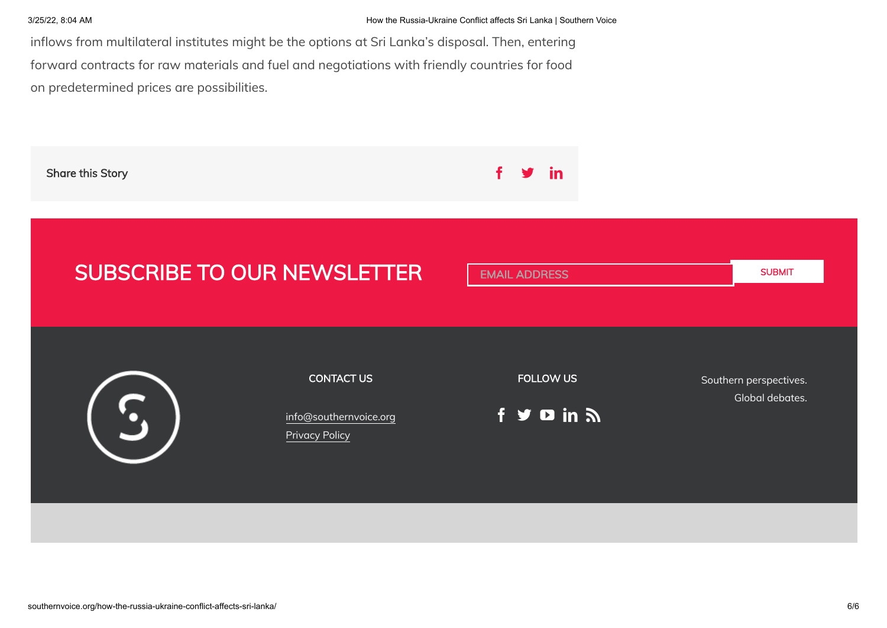inflows from multilateral institutes might be the options at Sri Lanka's disposal. Then, entering forward contracts for raw materials and fuel and negotiations with friendly countries for food on predetermined prices are possibilities.

Share this Story

## SUBSCRIBE TO OUR NEWSLETTER

EMAIL ADDRESS

SUBMIT

CONTACT US

info@southernvoice.org

Privacy Policy

FOLLOW US

Southern perspectives.
Global debates.